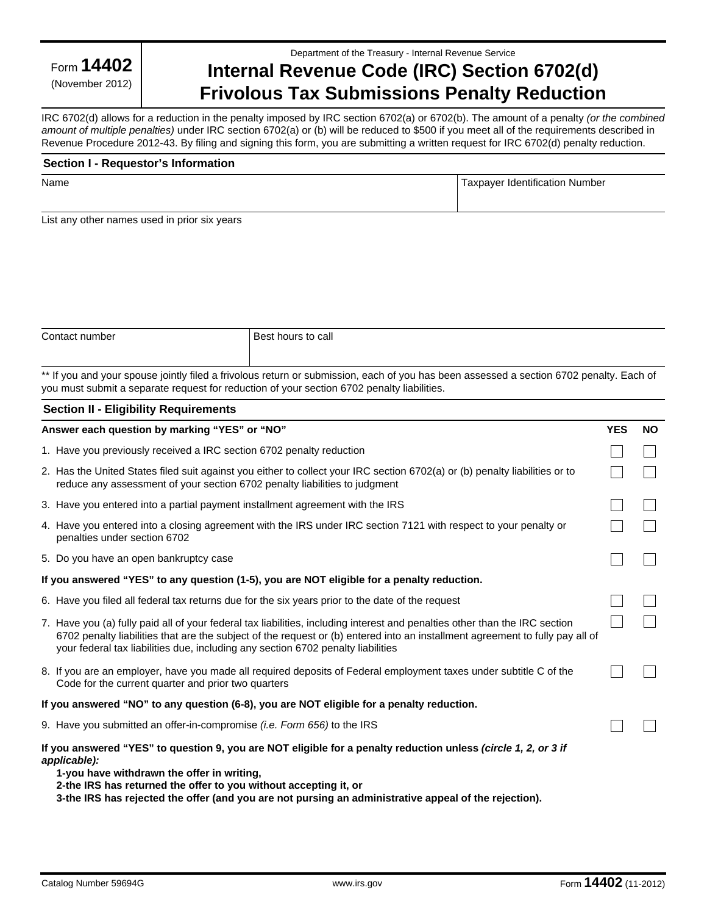Form **14402** (November 2012)

Department of the Treasury - Internal Revenue Service

# Internal Revenue Code (IRC) Section 6702(d) Frivolous Tax Submissions Penalty Reduction

IRC 6702(d) allows for a reduction in the penalty imposed by IRC section 6702(a) or 6702(b). The amount of a penalty *(or the combined amount of multiple penalties)* under IRC section 6702(a) or (b) will be reduced to $500 if you meet all of the requirements described in Revenue Procedure 2012-43. By filing and signing this form, you are submitting a written request for IRC 6702(d) penalty reduction.

## Section I - Requestor's Information

| Name | Taxpayer Identification Number |
|---|---|
| | |

List any other names used in prior six years

| Contact number | Best hours to call |
|---|---|
| | |

** If you and your spouse jointly filed a frivolous return or submission, each of you has been assessed a section 6702 penalty. Each of you must submit a separate request for reduction of your section 6702 penalty liabilities.

## Section II - Eligibility Requirements

| Answer each question by marking "YES" or "NO" | YES | NO |
|---|---|---|
| 1. Have you previously received a IRC section 6702 penalty reduction | ☐ | ☐ |
| 2. Has the United States filed suit against you either to collect your IRC section 6702(a) or (b) penalty liabilities or to reduce any assessment of your section 6702 penalty liabilities to judgment | ☐ | ☐ |
| 3. Have you entered into a partial payment installment agreement with the IRS | ☐ | ☐ |
| 4. Have you entered into a closing agreement with the IRS under IRC section 7121 with respect to your penalty or penalties under section 6702 | ☐ | ☐ |
| 5. Do you have an open bankruptcy case | ☐ | ☐ |
| **If you answered "YES" to any question (1-5), you are NOT eligible for a penalty reduction.** | | |
| 6. Have you filed all federal tax returns due for the six years prior to the date of the request | ☐ | ☐ |
| 7. Have you (a) fully paid all of your federal tax liabilities, including interest and penalties other than the IRC section 6702 penalty liabilities that are the subject of the request or (b) entered into an installment agreement with to fully pay all of your federal tax liabilities due, including any section 6702 penalty liabilities | ☐ | ☐ |
| 8. If you are an employer, have you made all required deposits of Federal employment taxes under subtitle C of the Code for the current quarter and prior two quarters | ☐ | ☐ |
| **If you answered "NO" to any question (6-8), you are NOT eligible for a penalty reduction.** | | |
| 9. Have you submitted an offer-in-compromise *(i.e. Form 656)* to the IRS | ☐ | ☐ |

**If you answered "YES" to question 9, you are NOT eligible for a penalty reduction unless *(circle 1, 2, or 3 if applicable):***

**1-you have withdrawn the offer in writing,**
**2-the IRS has returned the offer to you without accepting it, or**
**3-the IRS has rejected the offer (and you are not pursing an administrative appeal of the rejection).**

Catalog Number 59694G www.irs.gov Form **14402** (11-2012)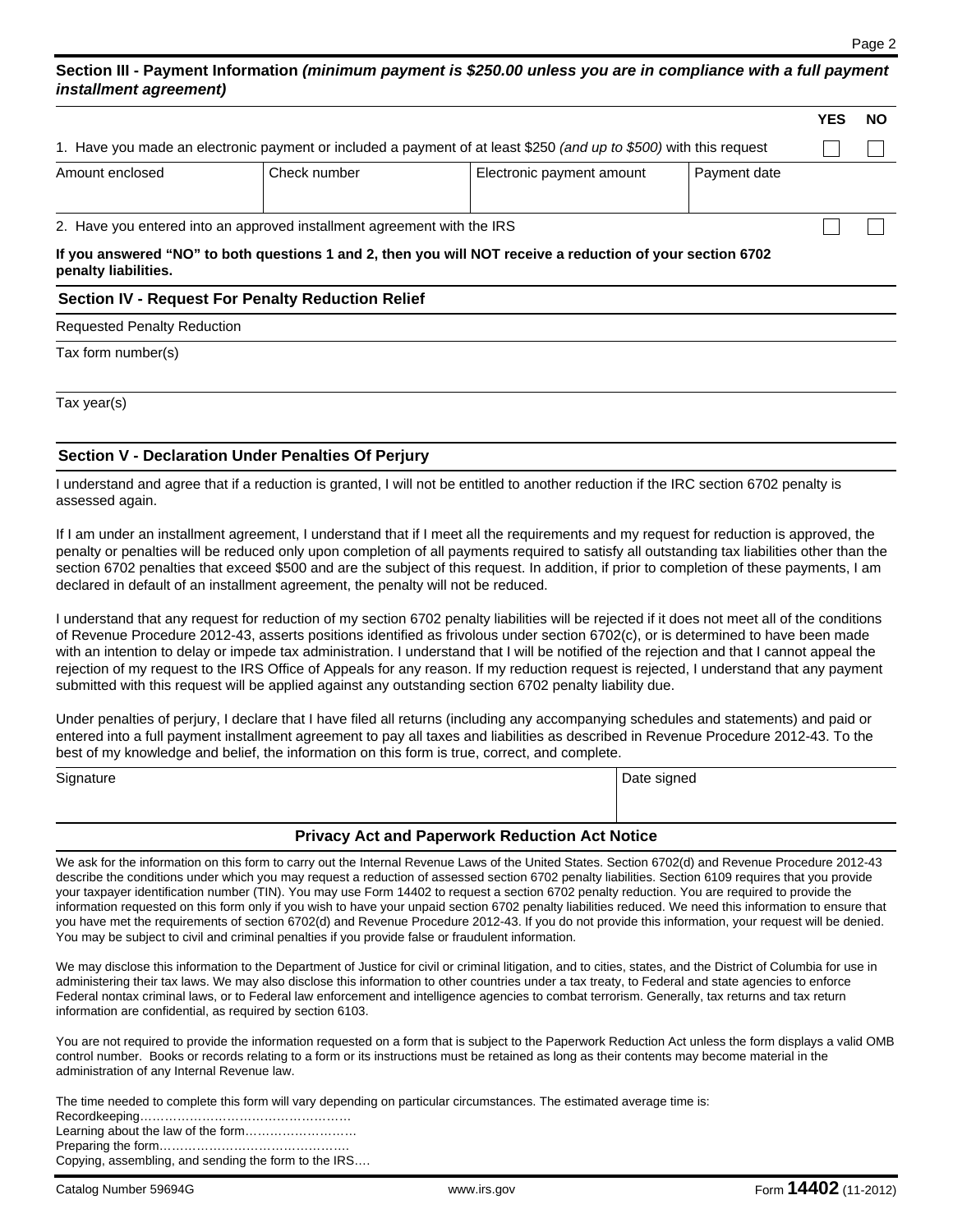## Section III - Payment Information *(minimum payment is $250.00 unless you are in compliance with a full payment installment agreement)*

| | YES | NO |
|---|---|---|
| 1. Have you made an electronic payment or included a payment of at least $250 *(and up to $500)* with this request | ☐ | ☐ |

| Amount enclosed | Check number | Electronic payment amount | Payment date |
|---|---|---|---|
| | | | |

| | YES | NO |
|---|---|---|
| 2. Have you entered into an approved installment agreement with the IRS | ☐ | ☐ |

**If you answered "NO" to both questions 1 and 2, then you will NOT receive a reduction of your section 6702 penalty liabilities.**

## Section IV - Request For Penalty Reduction Relief

Requested Penalty Reduction

Tax form number(s)

Tax year(s)

## Section V - Declaration Under Penalties Of Perjury

I understand and agree that if a reduction is granted, I will not be entitled to another reduction if the IRC section 6702 penalty is assessed again.

If I am under an installment agreement, I understand that if I meet all the requirements and my request for reduction is approved, the penalty or penalties will be reduced only upon completion of all payments required to satisfy all outstanding tax liabilities other than the section 6702 penalties that exceed $500 and are the subject of this request. In addition, if prior to completion of these payments, I am declared in default of an installment agreement, the penalty will not be reduced.

I understand that any request for reduction of my section 6702 penalty liabilities will be rejected if it does not meet all of the conditions of Revenue Procedure 2012-43, asserts positions identified as frivolous under section 6702(c), or is determined to have been made with an intention to delay or impede tax administration. I understand that I will be notified of the rejection and that I cannot appeal the rejection of my request to the IRS Office of Appeals for any reason. If my reduction request is rejected, I understand that any payment submitted with this request will be applied against any outstanding section 6702 penalty liability due.

Under penalties of perjury, I declare that I have filed all returns (including any accompanying schedules and statements) and paid or entered into a full payment installment agreement to pay all taxes and liabilities as described in Revenue Procedure 2012-43. To the best of my knowledge and belief, the information on this form is true, correct, and complete.

| Signature | Date signed |
|---|---|
| | |

## Privacy Act and Paperwork Reduction Act Notice

We ask for the information on this form to carry out the Internal Revenue Laws of the United States. Section 6702(d) and Revenue Procedure 2012-43 describe the conditions under which you may request a reduction of assessed section 6702 penalty liabilities. Section 6109 requires that you provide your taxpayer identification number (TIN). You may use Form 14402 to request a section 6702 penalty reduction. You are required to provide the information requested on this form only if you wish to have your unpaid section 6702 penalty liabilities reduced. We need this information to ensure that you have met the requirements of section 6702(d) and Revenue Procedure 2012-43. If you do not provide this information, your request will be denied. You may be subject to civil and criminal penalties if you provide false or fraudulent information.

We may disclose this information to the Department of Justice for civil or criminal litigation, and to cities, states, and the District of Columbia for use in administering their tax laws. We may also disclose this information to other countries under a tax treaty, to Federal and state agencies to enforce Federal nontax criminal laws, or to Federal law enforcement and intelligence agencies to combat terrorism. Generally, tax returns and tax return information are confidential, as required by section 6103.

You are not required to provide the information requested on a form that is subject to the Paperwork Reduction Act unless the form displays a valid OMB control number. Books or records relating to a form or its instructions must be retained as long as their contents may become material in the administration of any Internal Revenue law.

The time needed to complete this form will vary depending on particular circumstances. The estimated average time is:

Recordkeeping……………………………………………

Learning about the law of the form………………………

Preparing the form………………………………………

Copying, assembling, and sending the form to the IRS….

Catalog Number 59694G www.irs.gov Form **14402** (11-2012)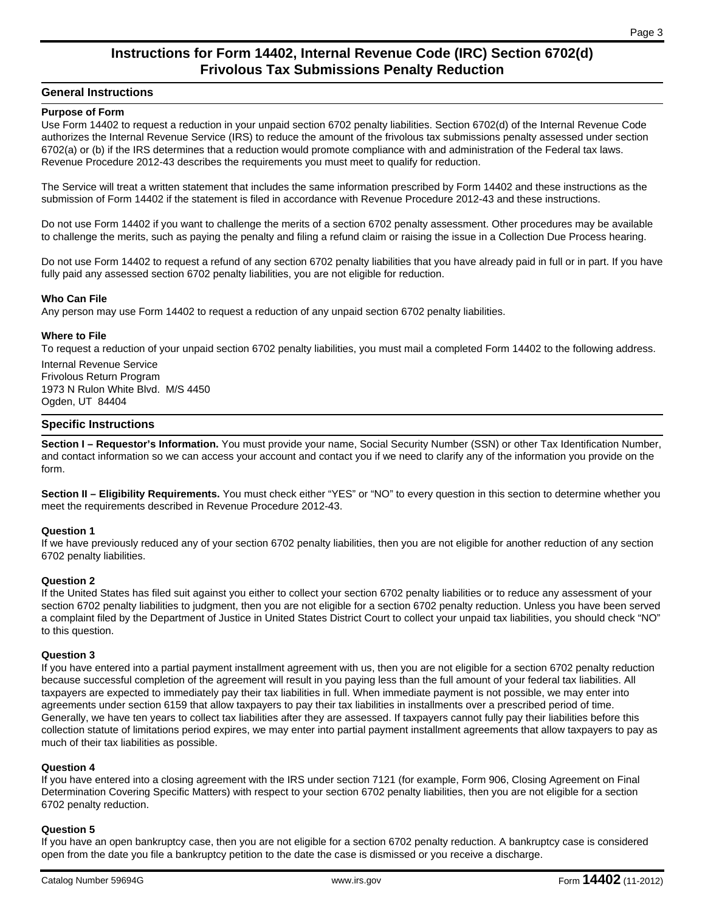# Instructions for Form 14402, Internal Revenue Code (IRC) Section 6702(d) Frivolous Tax Submissions Penalty Reduction

## General Instructions

### Purpose of Form

Use Form 14402 to request a reduction in your unpaid section 6702 penalty liabilities. Section 6702(d) of the Internal Revenue Code authorizes the Internal Revenue Service (IRS) to reduce the amount of the frivolous tax submissions penalty assessed under section 6702(a) or (b) if the IRS determines that a reduction would promote compliance with and administration of the Federal tax laws. Revenue Procedure 2012-43 describes the requirements you must meet to qualify for reduction.

The Service will treat a written statement that includes the same information prescribed by Form 14402 and these instructions as the submission of Form 14402 if the statement is filed in accordance with Revenue Procedure 2012-43 and these instructions.

Do not use Form 14402 if you want to challenge the merits of a section 6702 penalty assessment. Other procedures may be available to challenge the merits, such as paying the penalty and filing a refund claim or raising the issue in a Collection Due Process hearing.

Do not use Form 14402 to request a refund of any section 6702 penalty liabilities that you have already paid in full or in part. If you have fully paid any assessed section 6702 penalty liabilities, you are not eligible for reduction.

### Who Can File

Any person may use Form 14402 to request a reduction of any unpaid section 6702 penalty liabilities.

### Where to File

To request a reduction of your unpaid section 6702 penalty liabilities, you must mail a completed Form 14402 to the following address.

Internal Revenue Service
Frivolous Return Program
1973 N Rulon White Blvd. M/S 4450
Ogden, UT 84404

## Specific Instructions

**Section I – Requestor's Information.** You must provide your name, Social Security Number (SSN) or other Tax Identification Number, and contact information so we can access your account and contact you if we need to clarify any of the information you provide on the form.

**Section II – Eligibility Requirements.** You must check either "YES" or "NO" to every question in this section to determine whether you meet the requirements described in Revenue Procedure 2012-43.

### Question 1

If we have previously reduced any of your section 6702 penalty liabilities, then you are not eligible for another reduction of any section 6702 penalty liabilities.

### Question 2

If the United States has filed suit against you either to collect your section 6702 penalty liabilities or to reduce any assessment of your section 6702 penalty liabilities to judgment, then you are not eligible for a section 6702 penalty reduction. Unless you have been served a complaint filed by the Department of Justice in United States District Court to collect your unpaid tax liabilities, you should check "NO" to this question.

### Question 3

If you have entered into a partial payment installment agreement with us, then you are not eligible for a section 6702 penalty reduction because successful completion of the agreement will result in you paying less than the full amount of your federal tax liabilities. All taxpayers are expected to immediately pay their tax liabilities in full. When immediate payment is not possible, we may enter into agreements under section 6159 that allow taxpayers to pay their tax liabilities in installments over a prescribed period of time. Generally, we have ten years to collect tax liabilities after they are assessed. If taxpayers cannot fully pay their liabilities before this collection statute of limitations period expires, we may enter into partial payment installment agreements that allow taxpayers to pay as much of their tax liabilities as possible.

### Question 4

If you have entered into a closing agreement with the IRS under section 7121 (for example, Form 906, Closing Agreement on Final Determination Covering Specific Matters) with respect to your section 6702 penalty liabilities, then you are not eligible for a section 6702 penalty reduction.

### Question 5

If you have an open bankruptcy case, then you are not eligible for a section 6702 penalty reduction. A bankruptcy case is considered open from the date you file a bankruptcy petition to the date the case is dismissed or you receive a discharge.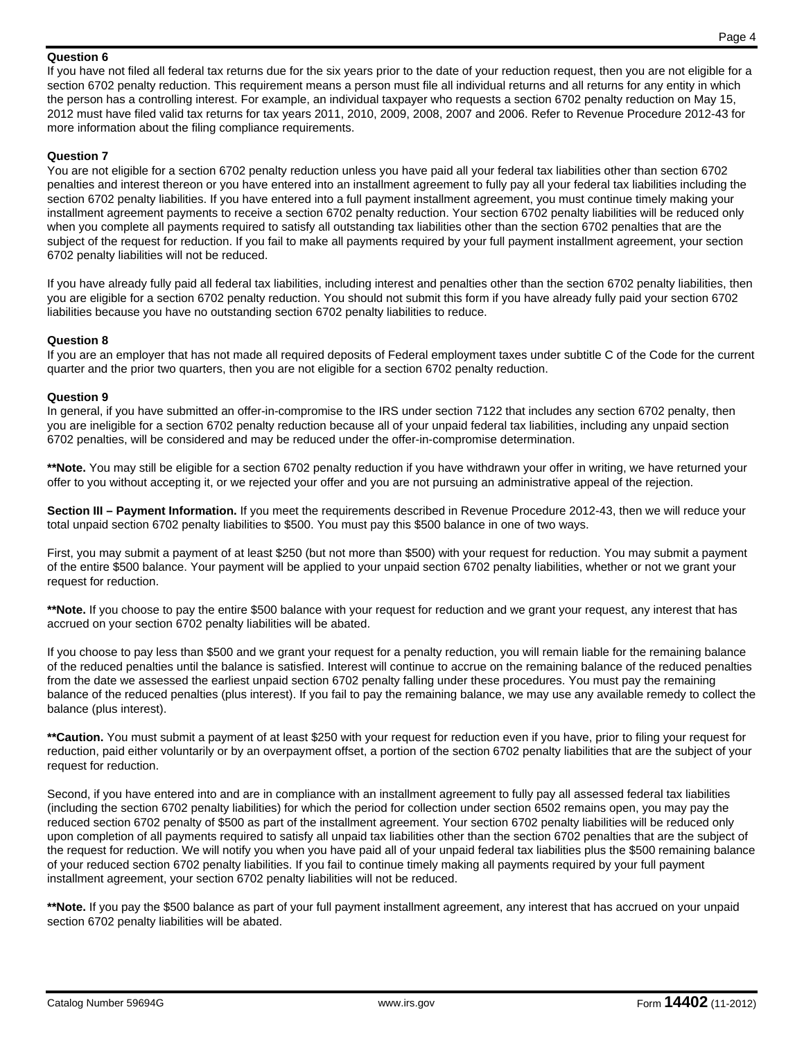**Question 6**

If you have not filed all federal tax returns due for the six years prior to the date of your reduction request, then you are not eligible for a section 6702 penalty reduction. This requirement means a person must file all individual returns and all returns for any entity in which the person has a controlling interest. For example, an individual taxpayer who requests a section 6702 penalty reduction on May 15, 2012 must have filed valid tax returns for tax years 2011, 2010, 2009, 2008, 2007 and 2006. Refer to Revenue Procedure 2012-43 for more information about the filing compliance requirements.

**Question 7**

You are not eligible for a section 6702 penalty reduction unless you have paid all your federal tax liabilities other than section 6702 penalties and interest thereon or you have entered into an installment agreement to fully pay all your federal tax liabilities including the section 6702 penalty liabilities. If you have entered into a full payment installment agreement, you must continue timely making your installment agreement payments to receive a section 6702 penalty reduction. Your section 6702 penalty liabilities will be reduced only when you complete all payments required to satisfy all outstanding tax liabilities other than the section 6702 penalties that are the subject of the request for reduction. If you fail to make all payments required by your full payment installment agreement, your section 6702 penalty liabilities will not be reduced.

If you have already fully paid all federal tax liabilities, including interest and penalties other than the section 6702 penalty liabilities, then you are eligible for a section 6702 penalty reduction. You should not submit this form if you have already fully paid your section 6702 liabilities because you have no outstanding section 6702 penalty liabilities to reduce.

**Question 8**

If you are an employer that has not made all required deposits of Federal employment taxes under subtitle C of the Code for the current quarter and the prior two quarters, then you are not eligible for a section 6702 penalty reduction.

**Question 9**

In general, if you have submitted an offer-in-compromise to the IRS under section 7122 that includes any section 6702 penalty, then you are ineligible for a section 6702 penalty reduction because all of your unpaid federal tax liabilities, including any unpaid section 6702 penalties, will be considered and may be reduced under the offer-in-compromise determination.

****Note.** You may still be eligible for a section 6702 penalty reduction if you have withdrawn your offer in writing, we have returned your offer to you without accepting it, or we rejected your offer and you are not pursuing an administrative appeal of the rejection.

**Section III – Payment Information.** If you meet the requirements described in Revenue Procedure 2012-43, then we will reduce your total unpaid section 6702 penalty liabilities to $500. You must pay this $500 balance in one of two ways.

First, you may submit a payment of at least $250 (but not more than $500) with your request for reduction. You may submit a payment of the entire $500 balance. Your payment will be applied to your unpaid section 6702 penalty liabilities, whether or not we grant your request for reduction.

****Note.** If you choose to pay the entire $500 balance with your request for reduction and we grant your request, any interest that has accrued on your section 6702 penalty liabilities will be abated.

If you choose to pay less than $500 and we grant your request for a penalty reduction, you will remain liable for the remaining balance of the reduced penalties until the balance is satisfied. Interest will continue to accrue on the remaining balance of the reduced penalties from the date we assessed the earliest unpaid section 6702 penalty falling under these procedures. You must pay the remaining balance of the reduced penalties (plus interest). If you fail to pay the remaining balance, we may use any available remedy to collect the balance (plus interest).

****Caution.** You must submit a payment of at least $250 with your request for reduction even if you have, prior to filing your request for reduction, paid either voluntarily or by an overpayment offset, a portion of the section 6702 penalty liabilities that are the subject of your request for reduction.

Second, if you have entered into and are in compliance with an installment agreement to fully pay all assessed federal tax liabilities (including the section 6702 penalty liabilities) for which the period for collection under section 6502 remains open, you may pay the reduced section 6702 penalty of $500 as part of the installment agreement. Your section 6702 penalty liabilities will be reduced only upon completion of all payments required to satisfy all unpaid tax liabilities other than the section 6702 penalties that are the subject of the request for reduction. We will notify you when you have paid all of your unpaid federal tax liabilities plus the $500 remaining balance of your reduced section 6702 penalty liabilities. If you fail to continue timely making all payments required by your full payment installment agreement, your section 6702 penalty liabilities will not be reduced.

****Note.** If you pay the $500 balance as part of your full payment installment agreement, any interest that has accrued on your unpaid section 6702 penalty liabilities will be abated.